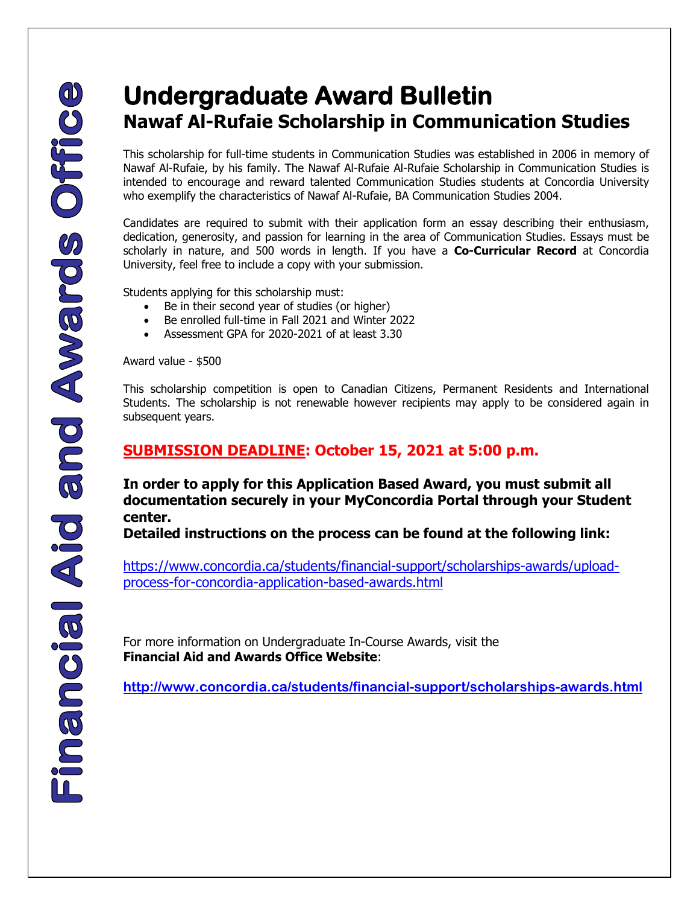Financial Aid and Awards Office

# Undergraduate Award Bulletin

## Nawaf Al-Rufaie Scholarship in Communication Studies

This scholarship for full-time students in Communication Studies was established in 2006 in memory of Nawaf Al-Rufaie, by his family. The Nawaf Al-Rufaie Al-Rufaie Scholarship in Communication Studies is intended to encourage and reward talented Communication Studies students at Concordia University who exemplify the characteristics of Nawaf Al-Rufaie, BA Communication Studies 2004.

Candidates are required to submit with their application form an essay describing their enthusiasm, dedication, generosity, and passion for learning in the area of Communication Studies. Essays must be scholarly in nature, and 500 words in length. If you have a **Co-Curricular Record** at Concordia University, feel free to include a copy with your submission.

Students applying for this scholarship must:

- Be in their second year of studies (or higher)
- Be enrolled full-time in Fall 2021 and Winter 2022
- Assessment GPA for 2020-2021 of at least 3.30

Award value - $500

This scholarship competition is open to Canadian Citizens, Permanent Residents and International Students. The scholarship is not renewable however recipients may apply to be considered again in subsequent years.

### SUBMISSION DEADLINE: October 15, 2021 at 5:00 p.m.

**In order to apply for this Application Based Award, you must submit all documentation securely in your MyConcordia Portal through your Student center.**

**Detailed instructions on the process can be found at the following link:**

https://www.concordia.ca/students/financial-support/scholarships-awards/upload-process-for-concordia-application-based-awards.html

For more information on Undergraduate In-Course Awards, visit the **Financial Aid and Awards Office Website**:

**http://www.concordia.ca/students/financial-support/scholarships-awards.html**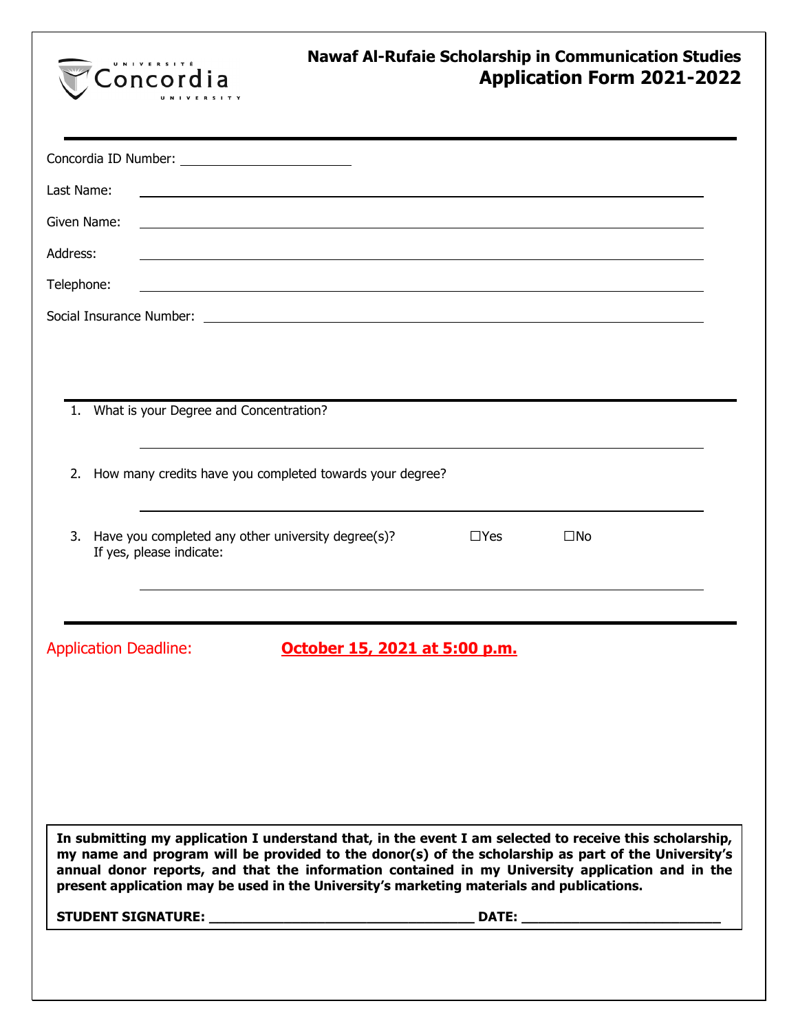# Nawaf Al-Rufaie Scholarship in Communication Studies
## Application Form 2021-2022

Concordia ID Number: ____________________

Last Name: ____________________

Given Name: ____________________

Address: ____________________

Telephone: ____________________

Social Insurance Number: ____________________

1. What is your Degree and Concentration?

   ____________________

2. How many credits have you completed towards your degree?

   ____________________

3. Have you completed any other university degree(s)? ☐Yes ☐No
   If yes, please indicate:

   ____________________

Application Deadline: **October 15, 2021 at 5:00 p.m.**

**In submitting my application I understand that, in the event I am selected to receive this scholarship, my name and program will be provided to the donor(s) of the scholarship as part of the University's annual donor reports, and that the information contained in my University application and in the present application may be used in the University's marketing materials and publications.**

**STUDENT SIGNATURE: ____________________ DATE: ____________________**